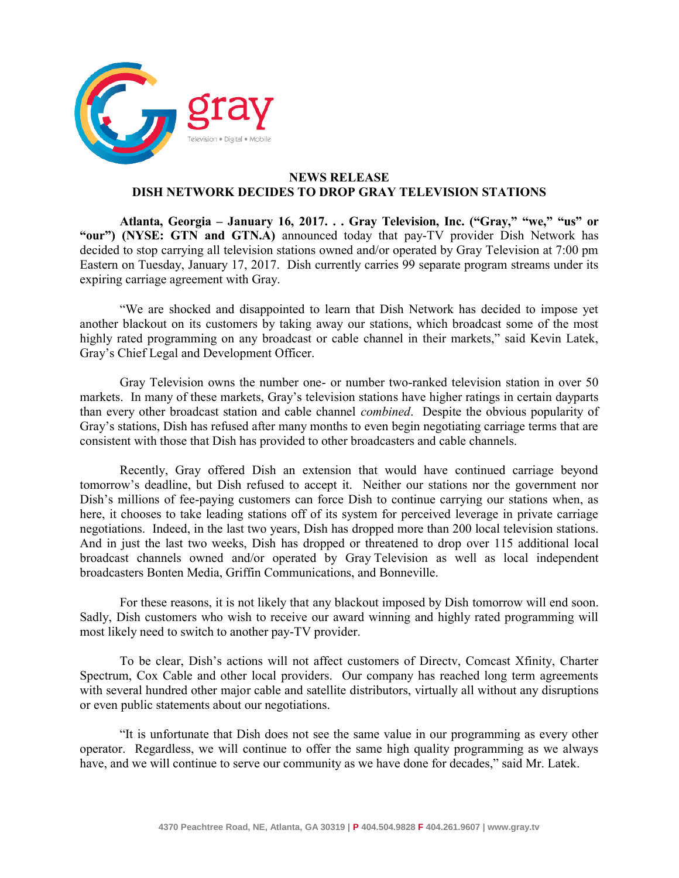gray

Television • Digital • Mobile

## NEWS RELEASE
## DISH NETWORK DECIDES TO DROP GRAY TELEVISION STATIONS

**Atlanta, Georgia – January 16, 2017. . . Gray Television, Inc. ("Gray," "we," "us" or "our") (NYSE: GTN and GTN.A)** announced today that pay-TV provider Dish Network has decided to stop carrying all television stations owned and/or operated by Gray Television at 7:00 pm Eastern on Tuesday, January 17, 2017. Dish currently carries 99 separate program streams under its expiring carriage agreement with Gray.

"We are shocked and disappointed to learn that Dish Network has decided to impose yet another blackout on its customers by taking away our stations, which broadcast some of the most highly rated programming on any broadcast or cable channel in their markets," said Kevin Latek, Gray's Chief Legal and Development Officer.

Gray Television owns the number one- or number two-ranked television station in over 50 markets. In many of these markets, Gray's television stations have higher ratings in certain dayparts than every other broadcast station and cable channel *combined*. Despite the obvious popularity of Gray's stations, Dish has refused after many months to even begin negotiating carriage terms that are consistent with those that Dish has provided to other broadcasters and cable channels.

Recently, Gray offered Dish an extension that would have continued carriage beyond tomorrow's deadline, but Dish refused to accept it. Neither our stations nor the government nor Dish's millions of fee-paying customers can force Dish to continue carrying our stations when, as here, it chooses to take leading stations off of its system for perceived leverage in private carriage negotiations. Indeed, in the last two years, Dish has dropped more than 200 local television stations. And in just the last two weeks, Dish has dropped or threatened to drop over 115 additional local broadcast channels owned and/or operated by Gray Television as well as local independent broadcasters Bonten Media, Griffin Communications, and Bonneville.

For these reasons, it is not likely that any blackout imposed by Dish tomorrow will end soon. Sadly, Dish customers who wish to receive our award winning and highly rated programming will most likely need to switch to another pay-TV provider.

To be clear, Dish's actions will not affect customers of Directv, Comcast Xfinity, Charter Spectrum, Cox Cable and other local providers. Our company has reached long term agreements with several hundred other major cable and satellite distributors, virtually all without any disruptions or even public statements about our negotiations.

"It is unfortunate that Dish does not see the same value in our programming as every other operator. Regardless, we will continue to offer the same high quality programming as we always have, and we will continue to serve our community as we have done for decades," said Mr. Latek.

4370 Peachtree Road, NE, Atlanta, GA 30319 | P 404.504.9828 F 404.261.9607 | www.gray.tv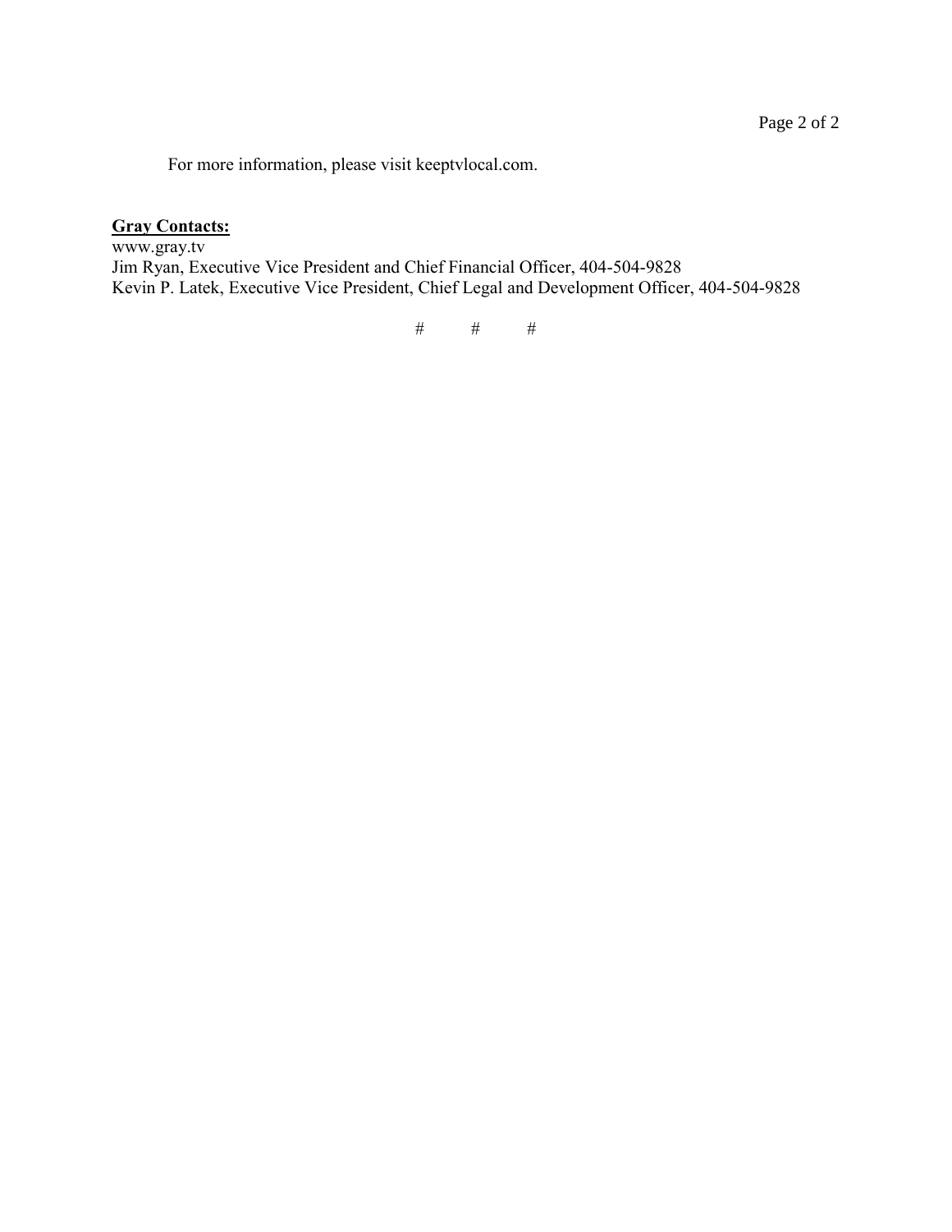For more information, please visit keeptvlocal.com.

**Gray Contacts:**

www.gray.tv
Jim Ryan, Executive Vice President and Chief Financial Officer, 404-504-9828
Kevin P. Latek, Executive Vice President, Chief Legal and Development Officer, 404-504-9828

# # #